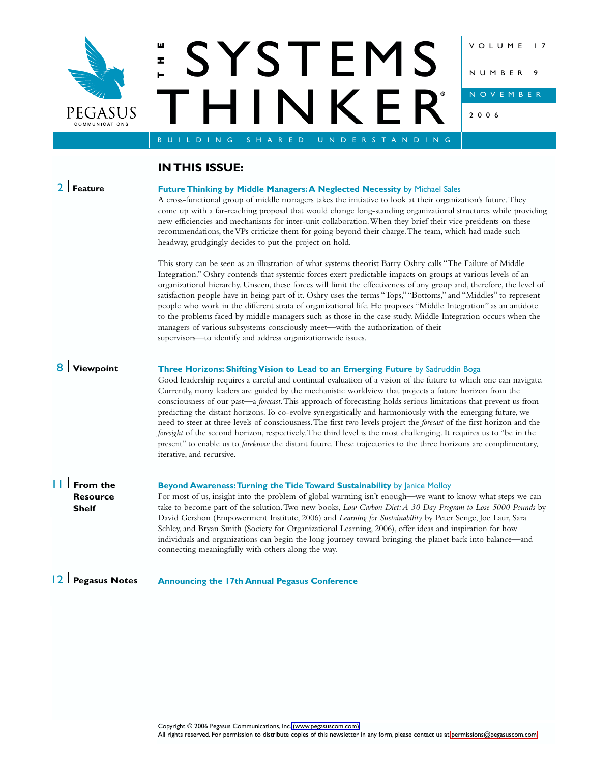# THE SYSTEMS THINKER

PEGASUS COMMUNICATIONS

VOLUME 17 NUMBER 9 NOVEMBER 2006

BUILDING SHARED UNDERSTANDING

## IN THIS ISSUE:

**2 | Feature**

### Future Thinking by Middle Managers: A Neglected Necessity by Michael Sales

A cross-functional group of middle managers takes the initiative to look at their organization's future. They come up with a far-reaching proposal that would change long-standing organizational structures while providing new efficiencies and mechanisms for inter-unit collaboration. When they brief their vice presidents on these recommendations, the VPs criticize them for going beyond their charge. The team, which had made such headway, grudgingly decides to put the project on hold.

This story can be seen as an illustration of what systems theorist Barry Oshry calls "The Failure of Middle Integration." Oshry contends that systemic forces exert predictable impacts on groups at various levels of an organizational hierarchy. Unseen, these forces will limit the effectiveness of any group and, therefore, the level of satisfaction people have in being part of it. Oshry uses the terms "Tops," "Bottoms," and "Middles" to represent people who work in the different strata of organizational life. He proposes "Middle Integration" as an antidote to the problems faced by middle managers such as those in the case study. Middle Integration occurs when the managers of various subsystems consciously meet—with the authorization of their supervisors—to identify and address organizationwide issues.

**8 | Viewpoint**

### Three Horizons: Shifting Vision to Lead to an Emerging Future by Sadruddin Boga

Good leadership requires a careful and continual evaluation of a vision of the future to which one can navigate. Currently, many leaders are guided by the mechanistic worldview that projects a future horizon from the consciousness of our past—a *forecast*. This approach of forecasting holds serious limitations that prevent us from predicting the distant horizons. To co-evolve synergistically and harmoniously with the emerging future, we need to steer at three levels of consciousness. The first two levels project the *forecast* of the first horizon and the *foresight* of the second horizon, respectively. The third level is the most challenging. It requires us to "be in the present" to enable us to *foreknow* the distant future. These trajectories to the three horizons are complimentary, iterative, and recursive.

**11 | From the Resource Shelf**

### Beyond Awareness: Turning the Tide Toward Sustainability by Janice Molloy

For most of us, insight into the problem of global warming isn't enough—we want to know what steps we can take to become part of the solution. Two new books, *Low Carbon Diet: A 30 Day Program to Lose 5000 Pounds* by David Gershon (Empowerment Institute, 2006) and *Learning for Sustainability* by Peter Senge, Joe Laur, Sara Schley, and Bryan Smith (Society for Organizational Learning, 2006), offer ideas and inspiration for how individuals and organizations can begin the long journey toward bringing the planet back into balance—and connecting meaningfully with others along the way.

**12 | Pegasus Notes**

### Announcing the 17th Annual Pegasus Conference

Copyright © 2006 Pegasus Communications, Inc. (www.pegasuscom.com)
All rights reserved. For permission to distribute copies of this newsletter in any form, please contact us at permissions@pegasuscom.com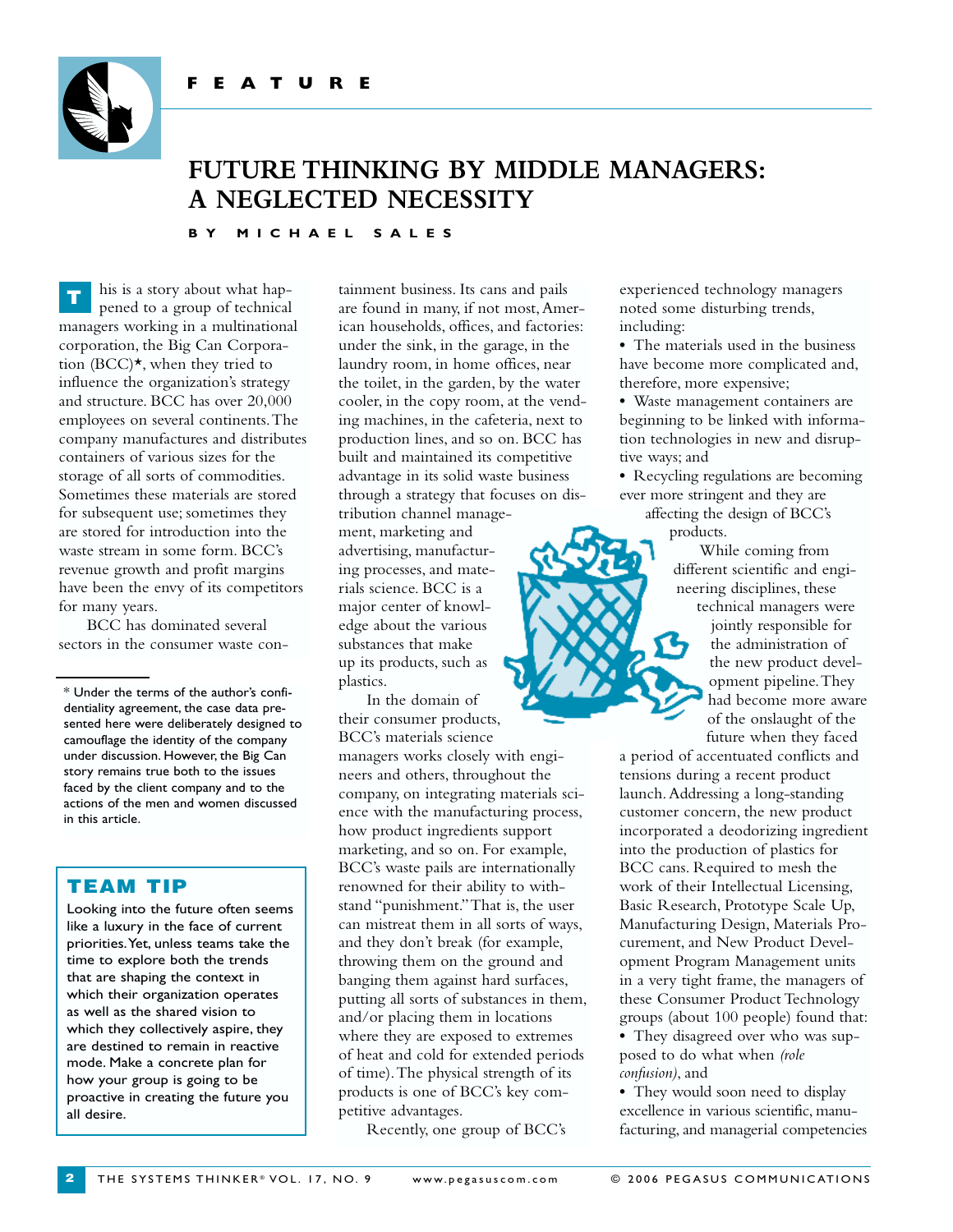FEATURE

# FUTURE THINKING BY MIDDLE MANAGERS: A NEGLECTED NECESSITY

BY MICHAEL SALES

This is a story about what happened to a group of technical managers working in a multinational corporation, the Big Can Corporation (BCC)*, when they tried to influence the organization's strategy and structure. BCC has over 20,000 employees on several continents. The company manufactures and distributes containers of various sizes for the storage of all sorts of commodities. Sometimes these materials are stored for subsequent use; sometimes they are stored for introduction into the waste stream in some form. BCC's revenue growth and profit margins have been the envy of its competitors for many years.

BCC has dominated several sectors in the consumer waste containment business. Its cans and pails are found in many, if not most, American households, offices, and factories: under the sink, in the garage, in the laundry room, in home offices, near the toilet, in the garden, by the water cooler, in the copy room, at the vending machines, in the cafeteria, next to production lines, and so on. BCC has built and maintained its competitive advantage in its solid waste business through a strategy that focuses on distribution channel management, marketing and advertising, manufacturing processes, and materials science. BCC is a major center of knowledge about the various substances that make up its products, such as plastics.

In the domain of their consumer products, BCC's materials science managers works closely with engineers and others, throughout the company, on integrating materials science with the manufacturing process, how product ingredients support marketing, and so on. For example, BCC's waste pails are internationally renowned for their ability to withstand "punishment." That is, the user can mistreat them in all sorts of ways, and they don't break (for example, throwing them on the ground and banging them against hard surfaces, putting all sorts of substances in them, and/or placing them in locations where they are exposed to extremes of heat and cold for extended periods of time). The physical strength of its products is one of BCC's key competitive advantages.

Recently, one group of BCC's experienced technology managers noted some disturbing trends, including:

- The materials used in the business have become more complicated and, therefore, more expensive;
- Waste management containers are beginning to be linked with information technologies in new and disruptive ways; and
- Recycling regulations are becoming ever more stringent and they are affecting the design of BCC's products.

While coming from different scientific and engineering disciplines, these technical managers were jointly responsible for the administration of the new product development pipeline. They had become more aware of the onslaught of the future when they faced a period of accentuated conflicts and tensions during a recent product launch. Addressing a long-standing customer concern, the new product incorporated a deodorizing ingredient into the production of plastics for BCC cans. Required to mesh the work of their Intellectual Licensing, Basic Research, Prototype Scale Up, Manufacturing Design, Materials Procurement, and New Product Development Program Management units in a very tight frame, the managers of these Consumer Product Technology groups (about 100 people) found that:

- They disagreed over who was supposed to do what when *(role confusion)*, and
- They would soon need to display excellence in various scientific, manufacturing, and managerial competencies

\* Under the terms of the author's confidentiality agreement, the case data presented here were deliberately designed to camouflage the identity of the company under discussion. However, the Big Can story remains true both to the issues faced by the client company and to the actions of the men and women discussed in this article.

## TEAM TIP

Looking into the future often seems like a luxury in the face of current priorities. Yet, unless teams take the time to explore both the trends that are shaping the context in which their organization operates as well as the shared vision to which they collectively aspire, they are destined to remain in reactive mode. Make a concrete plan for how your group is going to be proactive in creating the future you all desire.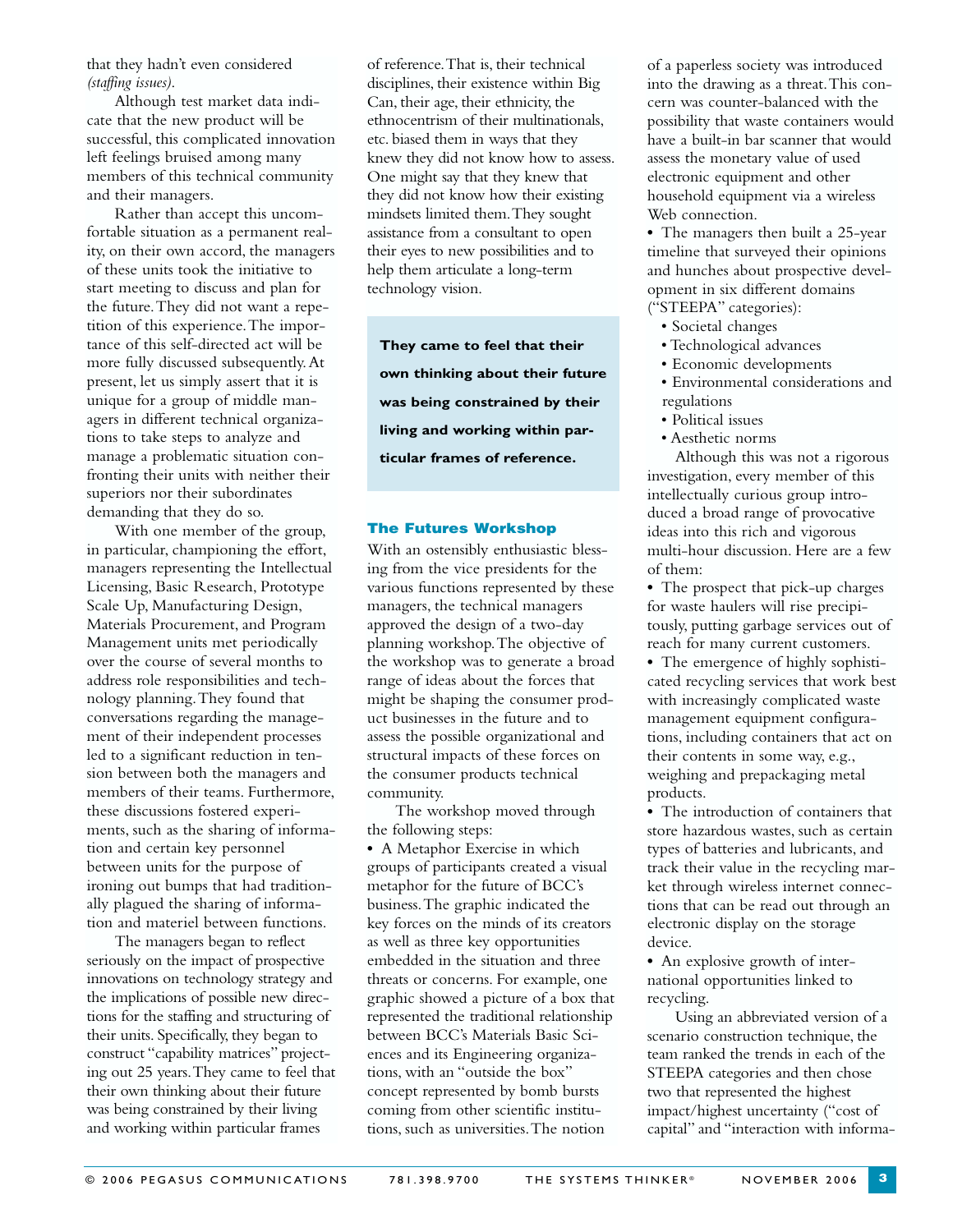that they hadn't even considered *(staffing issues)*.

Although test market data indicate that the new product will be successful, this complicated innovation left feelings bruised among many members of this technical community and their managers.

Rather than accept this uncomfortable situation as a permanent reality, on their own accord, the managers of these units took the initiative to start meeting to discuss and plan for the future. They did not want a repetition of this experience. The importance of this self-directed act will be more fully discussed subsequently. At present, let us simply assert that it is unique for a group of middle managers in different technical organizations to take steps to analyze and manage a problematic situation confronting their units with neither their superiors nor their subordinates demanding that they do so.

With one member of the group, in particular, championing the effort, managers representing the Intellectual Licensing, Basic Research, Prototype Scale Up, Manufacturing Design, Materials Procurement, and Program Management units met periodically over the course of several months to address role responsibilities and technology planning. They found that conversations regarding the management of their independent processes led to a significant reduction in tension between both the managers and members of their teams. Furthermore, these discussions fostered experiments, such as the sharing of information and certain key personnel between units for the purpose of ironing out bumps that had traditionally plagued the sharing of information and materiel between functions.

The managers began to reflect seriously on the impact of prospective innovations on technology strategy and the implications of possible new directions for the staffing and structuring of their units. Specifically, they began to construct "capability matrices" projecting out 25 years. They came to feel that their own thinking about their future was being constrained by their living and working within particular frames of reference. That is, their technical disciplines, their existence within Big Can, their age, their ethnicity, the ethnocentrism of their multinationals, etc. biased them in ways that they knew they did not know how to assess. One might say that they knew that they did not know how their existing mindsets limited them. They sought assistance from a consultant to open their eyes to new possibilities and to help them articulate a long-term technology vision.

**They came to feel that their own thinking about their future was being constrained by their living and working within particular frames of reference.**

## The Futures Workshop

With an ostensibly enthusiastic blessing from the vice presidents for the various functions represented by these managers, the technical managers approved the design of a two-day planning workshop. The objective of the workshop was to generate a broad range of ideas about the forces that might be shaping the consumer product businesses in the future and to assess the possible organizational and structural impacts of these forces on the consumer products technical community.

The workshop moved through the following steps:

- A Metaphor Exercise in which groups of participants created a visual metaphor for the future of BCC's business. The graphic indicated the key forces on the minds of its creators as well as three key opportunities embedded in the situation and three threats or concerns. For example, one graphic showed a picture of a box that represented the traditional relationship between BCC's Materials Basic Sciences and its Engineering organizations, with an "outside the box" concept represented by bomb bursts coming from other scientific institutions, such as universities. The notion of a paperless society was introduced into the drawing as a threat. This concern was counter-balanced with the possibility that waste containers would have a built-in bar scanner that would assess the monetary value of used electronic equipment and other household equipment via a wireless Web connection.
- The managers then built a 25-year timeline that surveyed their opinions and hunches about prospective development in six different domains ("STEEPA" categories):
  - Societal changes
  - Technological advances
  - Economic developments
  - Environmental considerations and regulations
  - Political issues
  - Aesthetic norms

Although this was not a rigorous investigation, every member of this intellectually curious group introduced a broad range of provocative ideas into this rich and vigorous multi-hour discussion. Here are a few of them:

- The prospect that pick-up charges for waste haulers will rise precipitously, putting garbage services out of reach for many current customers.
- The emergence of highly sophisticated recycling services that work best with increasingly complicated waste management equipment configurations, including containers that act on their contents in some way, e.g., weighing and prepackaging metal products.
- The introduction of containers that store hazardous wastes, such as certain types of batteries and lubricants, and track their value in the recycling market through wireless internet connections that can be read out through an electronic display on the storage device.
- An explosive growth of international opportunities linked to recycling.

Using an abbreviated version of a scenario construction technique, the team ranked the trends in each of the STEEPA categories and then chose two that represented the highest impact/highest uncertainty ("cost of capital" and "interaction with informa-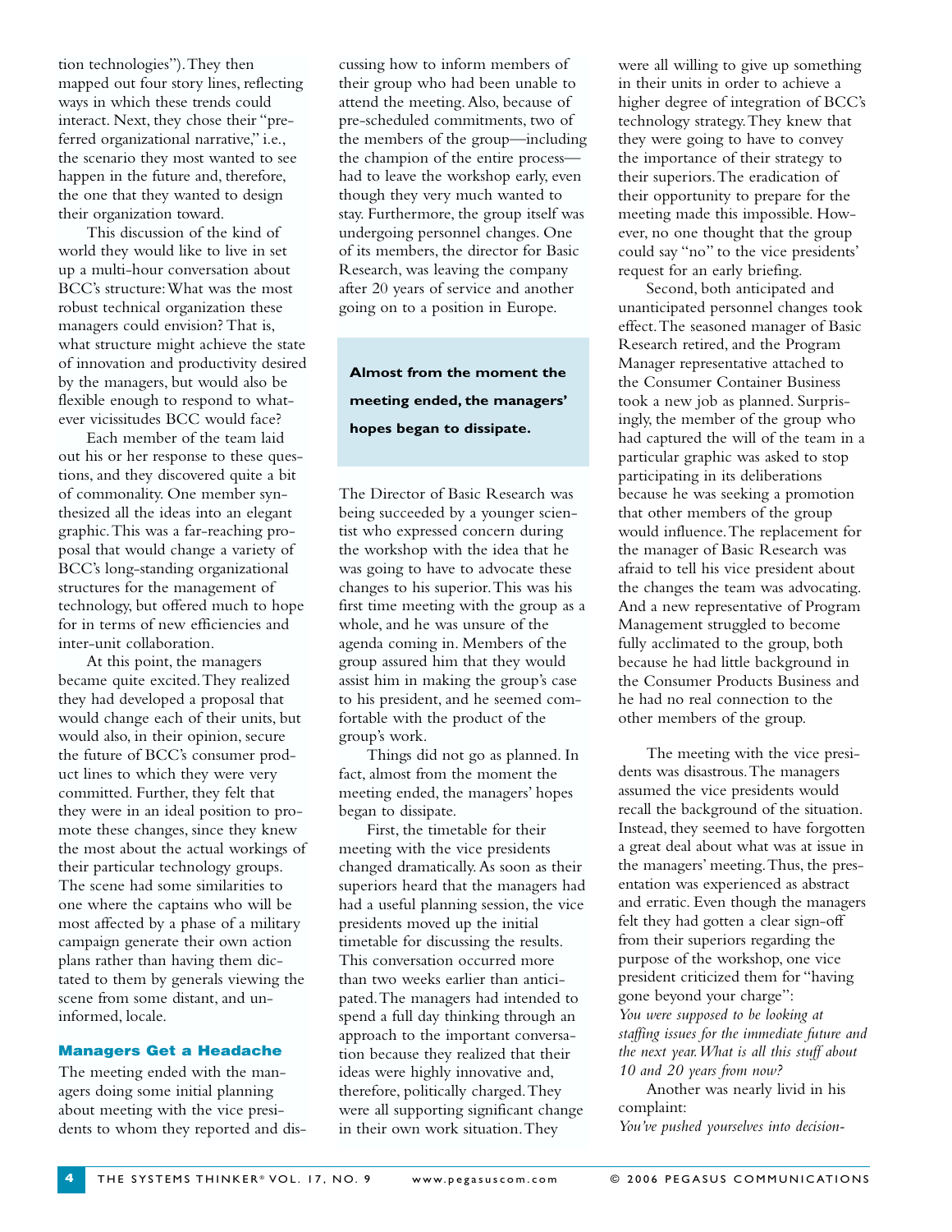tion technologies"). They then mapped out four story lines, reflecting ways in which these trends could interact. Next, they chose their "preferred organizational narrative," i.e., the scenario they most wanted to see happen in the future and, therefore, the one that they wanted to design their organization toward.

This discussion of the kind of world they would like to live in set up a multi-hour conversation about BCC's structure: What was the most robust technical organization these managers could envision? That is, what structure might achieve the state of innovation and productivity desired by the managers, but would also be flexible enough to respond to whatever vicissitudes BCC would face?

Each member of the team laid out his or her response to these questions, and they discovered quite a bit of commonality. One member synthesized all the ideas into an elegant graphic. This was a far-reaching proposal that would change a variety of BCC's long-standing organizational structures for the management of technology, but offered much to hope for in terms of new efficiencies and inter-unit collaboration.

At this point, the managers became quite excited. They realized they had developed a proposal that would change each of their units, but would also, in their opinion, secure the future of BCC's consumer product lines to which they were very committed. Further, they felt that they were in an ideal position to promote these changes, since they knew the most about the actual workings of their particular technology groups. The scene had some similarities to one where the captains who will be most affected by a phase of a military campaign generate their own action plans rather than having them dictated to them by generals viewing the scene from some distant, and uninformed, locale.

## Managers Get a Headache

The meeting ended with the managers doing some initial planning about meeting with the vice presidents to whom they reported and discussing how to inform members of their group who had been unable to attend the meeting. Also, because of pre-scheduled commitments, two of the members of the group—including the champion of the entire process—had to leave the workshop early, even though they very much wanted to stay. Furthermore, the group itself was undergoing personnel changes. One of its members, the director for Basic Research, was leaving the company after 20 years of service and another going on to a position in Europe.

**Almost from the moment the meeting ended, the managers' hopes began to dissipate.**

The Director of Basic Research was being succeeded by a younger scientist who expressed concern during the workshop with the idea that he was going to have to advocate these changes to his superior. This was his first time meeting with the group as a whole, and he was unsure of the agenda coming in. Members of the group assured him that they would assist him in making the group's case to his president, and he seemed comfortable with the product of the group's work.

Things did not go as planned. In fact, almost from the moment the meeting ended, the managers' hopes began to dissipate.

First, the timetable for their meeting with the vice presidents changed dramatically. As soon as their superiors heard that the managers had had a useful planning session, the vice presidents moved up the initial timetable for discussing the results. This conversation occurred more than two weeks earlier than anticipated. The managers had intended to spend a full day thinking through an approach to the important conversation because they realized that their ideas were highly innovative and, therefore, politically charged. They were all supporting significant change in their own work situation. They were all willing to give up something in their units in order to achieve a higher degree of integration of BCC's technology strategy. They knew that they were going to have to convey the importance of their strategy to their superiors. The eradication of their opportunity to prepare for the meeting made this impossible. However, no one thought that the group could say "no" to the vice presidents' request for an early briefing.

Second, both anticipated and unanticipated personnel changes took effect. The seasoned manager of Basic Research retired, and the Program Manager representative attached to the Consumer Container Business took a new job as planned. Surprisingly, the member of the group who had captured the will of the team in a particular graphic was asked to stop participating in its deliberations because he was seeking a promotion that other members of the group would influence. The replacement for the manager of Basic Research was afraid to tell his vice president about the changes the team was advocating. And a new representative of Program Management struggled to become fully acclimated to the group, both because he had little background in the Consumer Products Business and he had no real connection to the other members of the group.

The meeting with the vice presidents was disastrous. The managers assumed the vice presidents would recall the background of the situation. Instead, they seemed to have forgotten a great deal about what was at issue in the managers' meeting. Thus, the presentation was experienced as abstract and erratic. Even though the managers felt they had gotten a clear sign-off from their superiors regarding the purpose of the workshop, one vice president criticized them for "having gone beyond your charge":

*You were supposed to be looking at staffing issues for the immediate future and the next year. What is all this stuff about 10 and 20 years from now?*

Another was nearly livid in his complaint:

*You've pushed yourselves into decision-*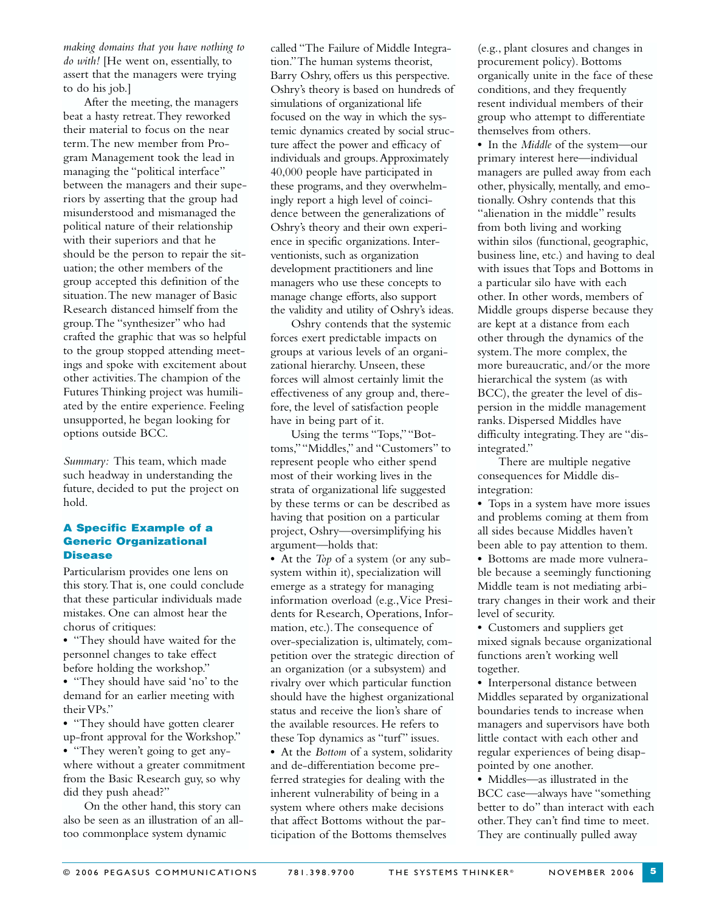*making domains that you have nothing to do with!* [He went on, essentially, to assert that the managers were trying to do his job.]

After the meeting, the managers beat a hasty retreat. They reworked their material to focus on the near term. The new member from Program Management took the lead in managing the "political interface" between the managers and their superiors by asserting that the group had misunderstood and mismanaged the political nature of their relationship with their superiors and that he should be the person to repair the situation; the other members of the group accepted this definition of the situation. The new manager of Basic Research distanced himself from the group. The "synthesizer" who had crafted the graphic that was so helpful to the group stopped attending meetings and spoke with excitement about other activities. The champion of the Futures Thinking project was humiliated by the entire experience. Feeling unsupported, he began looking for options outside BCC.

*Summary:* This team, which made such headway in understanding the future, decided to put the project on hold.

### A Specific Example of a Generic Organizational Disease

Particularism provides one lens on this story. That is, one could conclude that these particular individuals made mistakes. One can almost hear the chorus of critiques:

- "They should have waited for the personnel changes to take effect before holding the workshop."
- "They should have said 'no' to the demand for an earlier meeting with their VPs."
- "They should have gotten clearer up-front approval for the Workshop."
- "They weren't going to get anywhere without a greater commitment from the Basic Research guy, so why did they push ahead?"

On the other hand, this story can also be seen as an illustration of an all-too commonplace system dynamic called "The Failure of Middle Integration." The human systems theorist, Barry Oshry, offers us this perspective. Oshry's theory is based on hundreds of simulations of organizational life focused on the way in which the systemic dynamics created by social structure affect the power and efficacy of individuals and groups. Approximately 40,000 people have participated in these programs, and they overwhelmingly report a high level of coincidence between the generalizations of Oshry's theory and their own experience in specific organizations. Interventionists, such as organization development practitioners and line managers who use these concepts to manage change efforts, also support the validity and utility of Oshry's ideas.

Oshry contends that the systemic forces exert predictable impacts on groups at various levels of an organizational hierarchy. Unseen, these forces will almost certainly limit the effectiveness of any group and, therefore, the level of satisfaction people have in being part of it.

Using the terms "Tops," "Bottoms," "Middles," and "Customers" to represent people who either spend most of their working lives in the strata of organizational life suggested by these terms or can be described as having that position on a particular project, Oshry—oversimplifying his argument—holds that:

- At the *Top* of a system (or any subsystem within it), specialization will emerge as a strategy for managing information overload (e.g., Vice Presidents for Research, Operations, Information, etc.). The consequence of over-specialization is, ultimately, competition over the strategic direction of an organization (or a subsystem) and rivalry over which particular function should have the highest organizational status and receive the lion's share of the available resources. He refers to these Top dynamics as "turf" issues.
- At the *Bottom* of a system, solidarity and de-differentiation become preferred strategies for dealing with the inherent vulnerability of being in a system where others make decisions that affect Bottoms without the participation of the Bottoms themselves (e.g., plant closures and changes in procurement policy). Bottoms organically unite in the face of these conditions, and they frequently resent individual members of their group who attempt to differentiate themselves from others.
- In the *Middle* of the system—our primary interest here—individual managers are pulled away from each other, physically, mentally, and emotionally. Oshry contends that this "alienation in the middle" results from both living and working within silos (functional, geographic, business line, etc.) and having to deal with issues that Tops and Bottoms in a particular silo have with each other. In other words, members of Middle groups disperse because they are kept at a distance from each other through the dynamics of the system. The more complex, the more bureaucratic, and/or the more hierarchical the system (as with BCC), the greater the level of dispersion in the middle management ranks. Dispersed Middles have difficulty integrating. They are "dis-integrated."

There are multiple negative consequences for Middle dis-integration:

- Tops in a system have more issues and problems coming at them from all sides because Middles haven't been able to pay attention to them.
- Bottoms are made more vulnerable because a seemingly functioning Middle team is not mediating arbitrary changes in their work and their level of security.
- Customers and suppliers get mixed signals because organizational functions aren't working well together.
- Interpersonal distance between Middles separated by organizational boundaries tends to increase when managers and supervisors have both little contact with each other and regular experiences of being disappointed by one another.
- Middles—as illustrated in the BCC case—always have "something better to do" than interact with each other. They can't find time to meet. They are continually pulled away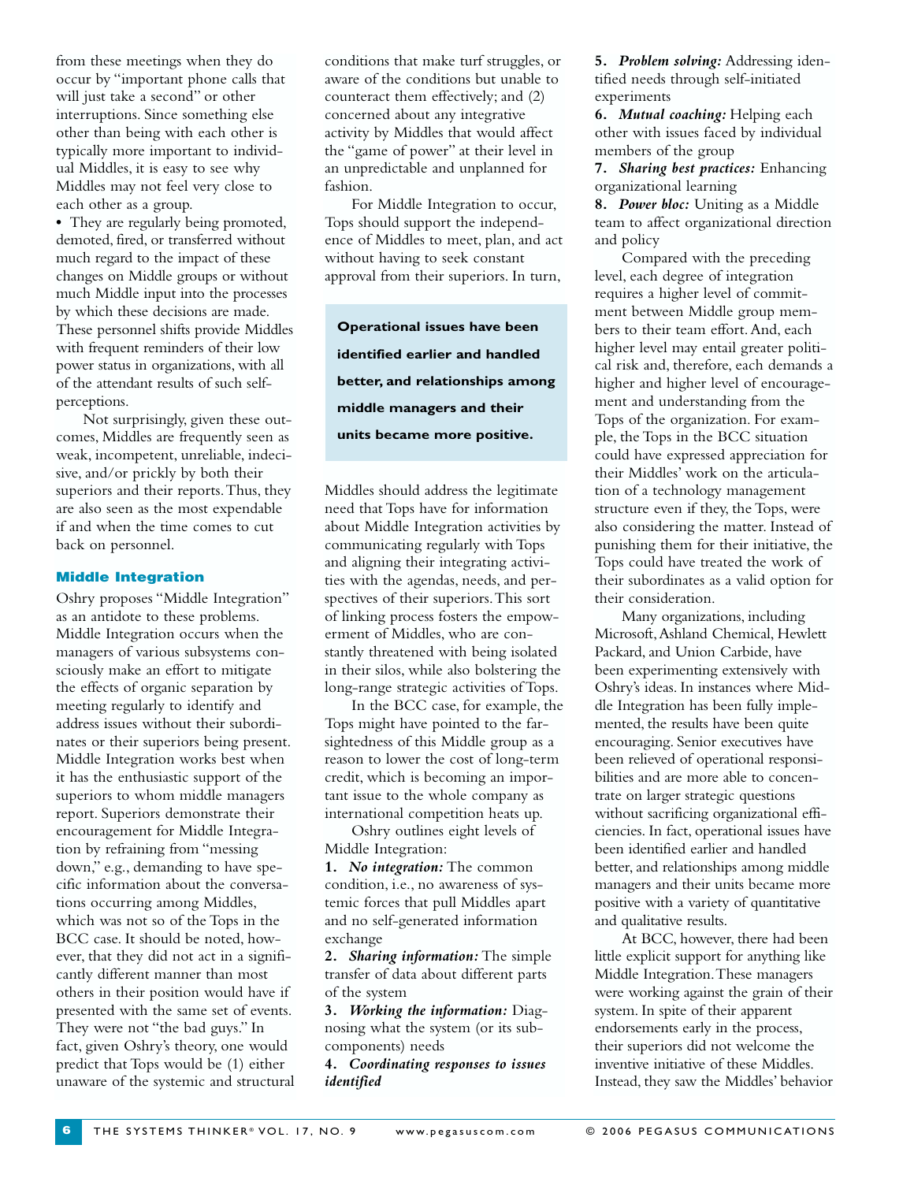from these meetings when they do occur by "important phone calls that will just take a second" or other interruptions. Since something else other than being with each other is typically more important to individual Middles, it is easy to see why Middles may not feel very close to each other as a group.

- They are regularly being promoted, demoted, fired, or transferred without much regard to the impact of these changes on Middle groups or without much Middle input into the processes by which these decisions are made. These personnel shifts provide Middles with frequent reminders of their low power status in organizations, with all of the attendant results of such self-perceptions.

Not surprisingly, given these outcomes, Middles are frequently seen as weak, incompetent, unreliable, indecisive, and/or prickly by both their superiors and their reports. Thus, they are also seen as the most expendable if and when the time comes to cut back on personnel.

### Middle Integration

Oshry proposes "Middle Integration" as an antidote to these problems. Middle Integration occurs when the managers of various subsystems consciously make an effort to mitigate the effects of organic separation by meeting regularly to identify and address issues without their subordinates or their superiors being present. Middle Integration works best when it has the enthusiastic support of the superiors to whom middle managers report. Superiors demonstrate their encouragement for Middle Integration by refraining from "messing down," e.g., demanding to have specific information about the conversations occurring among Middles, which was not so of the Tops in the BCC case. It should be noted, however, that they did not act in a significantly different manner than most others in their position would have if presented with the same set of events. They were not "the bad guys." In fact, given Oshry's theory, one would predict that Tops would be (1) either unaware of the systemic and structural conditions that make turf struggles, or aware of the conditions but unable to counteract them effectively; and (2) concerned about any integrative activity by Middles that would affect the "game of power" at their level in an unpredictable and unplanned for fashion.

For Middle Integration to occur, Tops should support the independence of Middles to meet, plan, and act without having to seek constant approval from their superiors. In turn, Middles should address the legitimate need that Tops have for information about Middle Integration activities by communicating regularly with Tops and aligning their integrating activities with the agendas, needs, and perspectives of their superiors. This sort of linking process fosters the empowerment of Middles, who are constantly threatened with being isolated in their silos, while also bolstering the long-range strategic activities of Tops.

In the BCC case, for example, the Tops might have pointed to the farsightedness of this Middle group as a reason to lower the cost of long-term credit, which is becoming an important issue to the whole company as international competition heats up.

Oshry outlines eight levels of Middle Integration:

1. ***No integration:*** The common condition, i.e., no awareness of systemic forces that pull Middles apart and no self-generated information exchange
2. ***Sharing information:*** The simple transfer of data about different parts of the system
3. ***Working the information:*** Diagnosing what the system (or its subcomponents) needs
4. ***Coordinating responses to issues identified***
5. ***Problem solving:*** Addressing identified needs through self-initiated experiments
6. ***Mutual coaching:*** Helping each other with issues faced by individual members of the group
7. ***Sharing best practices:*** Enhancing organizational learning
8. ***Power bloc:*** Uniting as a Middle team to affect organizational direction and policy

Compared with the preceding level, each degree of integration requires a higher level of commitment between Middle group members to their team effort. And, each higher level may entail greater political risk and, therefore, each demands a higher and higher level of encouragement and understanding from the Tops of the organization. For example, the Tops in the BCC situation could have expressed appreciation for their Middles' work on the articulation of a technology management structure even if they, the Tops, were also considering the matter. Instead of punishing them for their initiative, the Tops could have treated the work of their subordinates as a valid option for their consideration.

Many organizations, including Microsoft, Ashland Chemical, Hewlett Packard, and Union Carbide, have been experimenting extensively with Oshry's ideas. In instances where Middle Integration has been fully implemented, the results have been quite encouraging. Senior executives have been relieved of operational responsibilities and are more able to concentrate on larger strategic questions without sacrificing organizational efficiencies. In fact, operational issues have been identified earlier and handled better, and relationships among middle managers and their units became more positive with a variety of quantitative and qualitative results.

> **Operational issues have been identified earlier and handled better, and relationships among middle managers and their units became more positive.**

At BCC, however, there had been little explicit support for anything like Middle Integration. These managers were working against the grain of their system. In spite of their apparent endorsements early in the process, their superiors did not welcome the inventive initiative of these Middles. Instead, they saw the Middles' behavior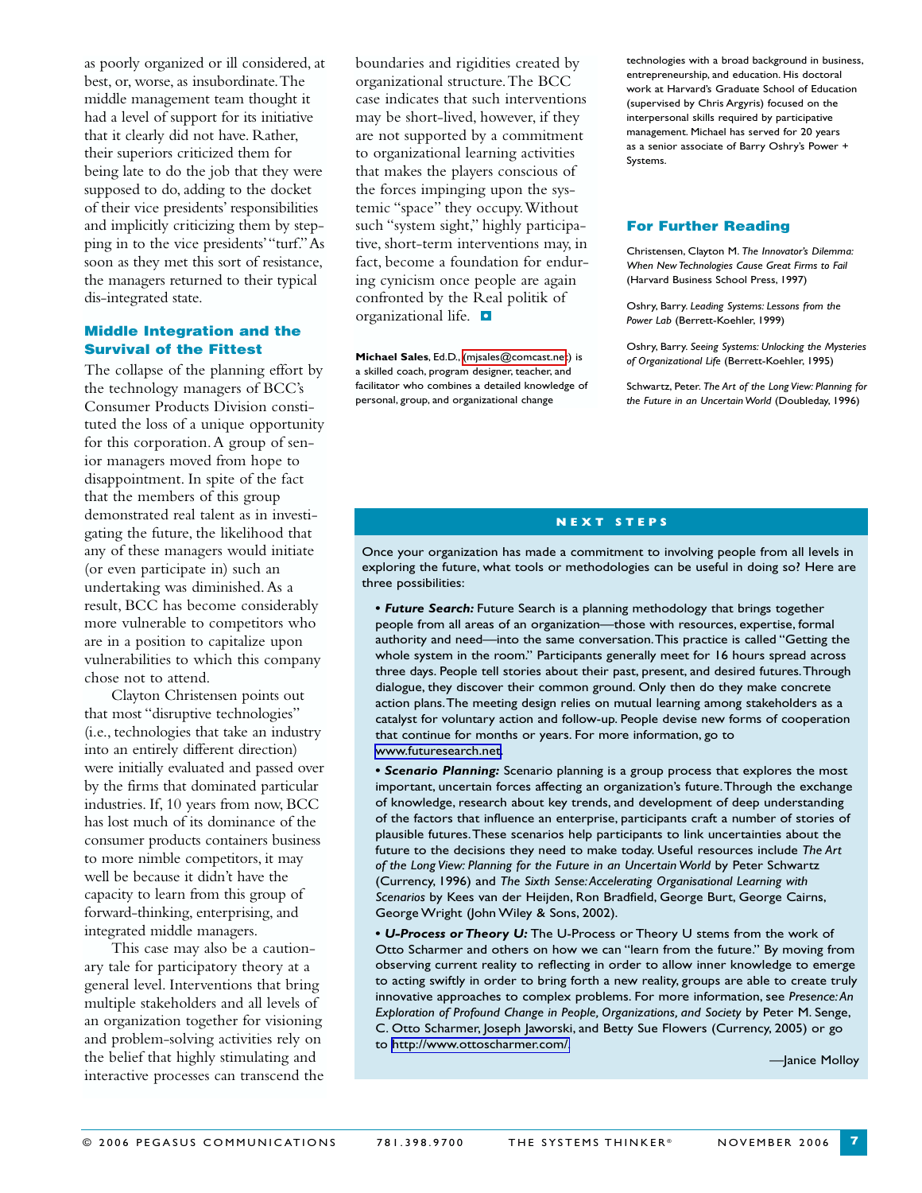as poorly organized or ill considered, at best, or, worse, as insubordinate. The middle management team thought it had a level of support for its initiative that it clearly did not have. Rather, their superiors criticized them for being late to do the job that they were supposed to do, adding to the docket of their vice presidents' responsibilities and implicitly criticizing them by stepping in to the vice presidents' "turf." As soon as they met this sort of resistance, the managers returned to their typical dis-integrated state.

### Middle Integration and the Survival of the Fittest

The collapse of the planning effort by the technology managers of BCC's Consumer Products Division constituted the loss of a unique opportunity for this corporation. A group of senior managers moved from hope to disappointment. In spite of the fact that the members of this group demonstrated real talent as in investigating the future, the likelihood that any of these managers would initiate (or even participate in) such an undertaking was diminished. As a result, BCC has become considerably more vulnerable to competitors who are in a position to capitalize upon vulnerabilities to which this company chose not to attend.

Clayton Christensen points out that most "disruptive technologies" (i.e., technologies that take an industry into an entirely different direction) were initially evaluated and passed over by the firms that dominated particular industries. If, 10 years from now, BCC has lost much of its dominance of the consumer products containers business to more nimble competitors, it may well be because it didn't have the capacity to learn from this group of forward-thinking, enterprising, and integrated middle managers.

This case may also be a cautionary tale for participatory theory at a general level. Interventions that bring multiple stakeholders and all levels of an organization together for visioning and problem-solving activities rely on the belief that highly stimulating and interactive processes can transcend the boundaries and rigidities created by organizational structure. The BCC case indicates that such interventions may be short-lived, however, if they are not supported by a commitment to organizational learning activities that makes the players conscious of the forces impinging upon the systemic "space" they occupy. Without such "system sight," highly participative, short-term interventions may, in fact, become a foundation for enduring cynicism once people are again confronted by the Real politik of organizational life.

**Michael Sales**, Ed.D., (mjsales@comcast.net) is a skilled coach, program designer, teacher, and facilitator who combines a detailed knowledge of personal, group, and organizational change technologies with a broad background in business, entrepreneurship, and education. His doctoral work at Harvard's Graduate School of Education (supervised by Chris Argyris) focused on the interpersonal skills required by participative management. Michael has served for 20 years as a senior associate of Barry Oshry's Power + Systems.

### For Further Reading

Christensen, Clayton M. *The Innovator's Dilemma: When New Technologies Cause Great Firms to Fail* (Harvard Business School Press, 1997)

Oshry, Barry. *Leading Systems: Lessons from the Power Lab* (Berrett-Koehler, 1999)

Oshry, Barry. *Seeing Systems: Unlocking the Mysteries of Organizational Life* (Berrett-Koehler, 1995)

Schwartz, Peter. *The Art of the Long View: Planning for the Future in an Uncertain World* (Doubleday, 1996)

### NEXT STEPS

Once your organization has made a commitment to involving people from all levels in exploring the future, what tools or methodologies can be useful in doing so? Here are three possibilities:

- ***Future Search:*** Future Search is a planning methodology that brings together people from all areas of an organization—those with resources, expertise, formal authority and need—into the same conversation. This practice is called "Getting the whole system in the room." Participants generally meet for 16 hours spread across three days. People tell stories about their past, present, and desired futures. Through dialogue, they discover their common ground. Only then do they make concrete action plans. The meeting design relies on mutual learning among stakeholders as a catalyst for voluntary action and follow-up. People devise new forms of cooperation that continue for months or years. For more information, go to www.futuresearch.net.
- ***Scenario Planning:*** Scenario planning is a group process that explores the most important, uncertain forces affecting an organization's future. Through the exchange of knowledge, research about key trends, and development of deep understanding of the factors that influence an enterprise, participants craft a number of stories of plausible futures. These scenarios help participants to link uncertainties about the future to the decisions they need to make today. Useful resources include *The Art of the Long View: Planning for the Future in an Uncertain World* by Peter Schwartz (Currency, 1996) and *The Sixth Sense: Accelerating Organisational Learning with Scenarios* by Kees van der Heijden, Ron Bradfield, George Burt, George Cairns, George Wright (John Wiley & Sons, 2002).
- ***U-Process or Theory U:*** The U-Process or Theory U stems from the work of Otto Scharmer and others on how we can "learn from the future." By moving from observing current reality to reflecting in order to allow inner knowledge to emerge to acting swiftly in order to bring forth a new reality, groups are able to create truly innovative approaches to complex problems. For more information, see *Presence: An Exploration of Profound Change in People, Organizations, and Society* by Peter M. Senge, C. Otto Scharmer, Joseph Jaworski, and Betty Sue Flowers (Currency, 2005) or go to http://www.ottoscharmer.com/

—Janice Molloy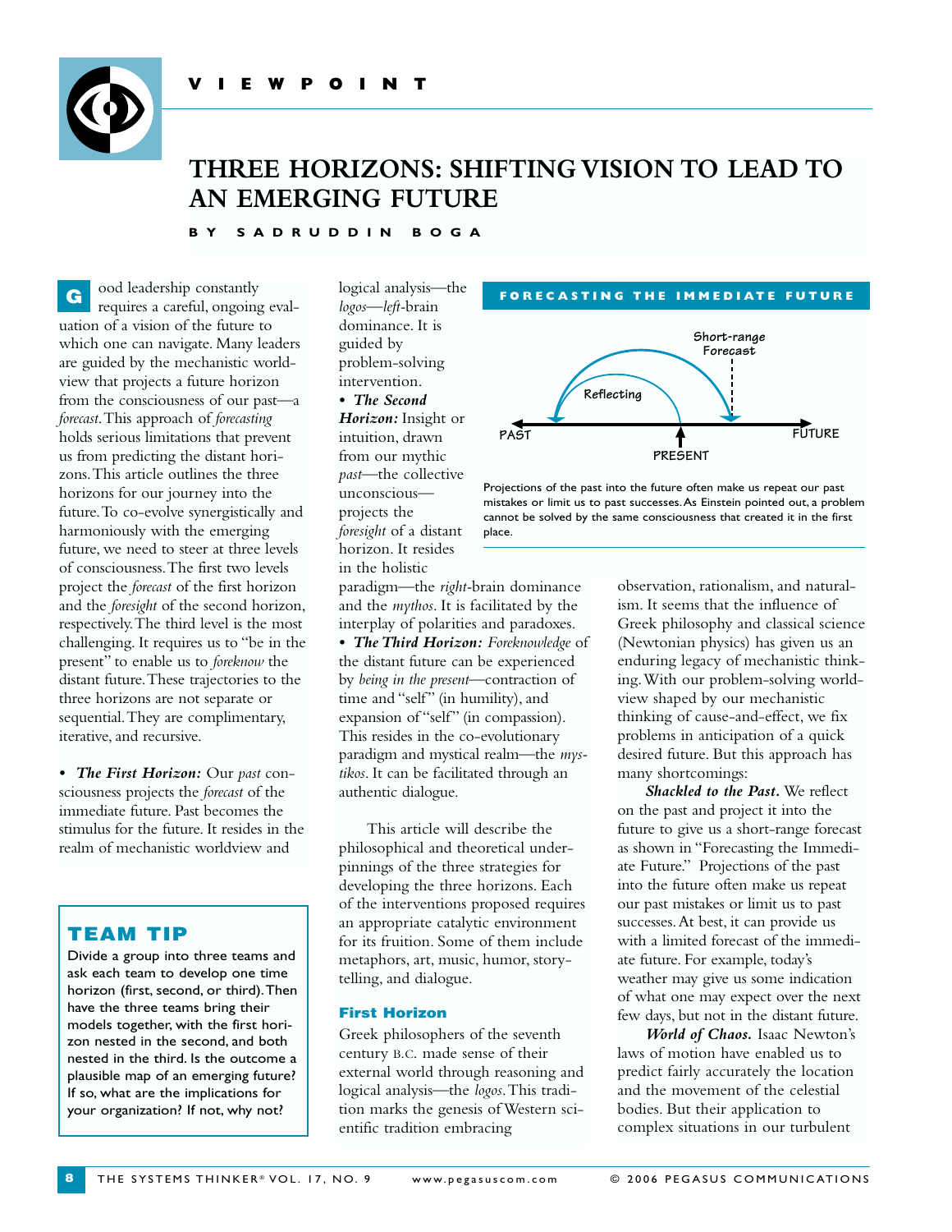VIEWPOINT

# THREE HORIZONS: SHIFTING VISION TO LEAD TO AN EMERGING FUTURE

BY SADRUDDIN BOGA

Good leadership constantly requires a careful, ongoing evaluation of a vision of the future to which one can navigate. Many leaders are guided by the mechanistic worldview that projects a future horizon from the consciousness of our past—a *forecast*. This approach of *forecasting* holds serious limitations that prevent us from predicting the distant horizons. This article outlines the three horizons for our journey into the future. To co-evolve synergistically and harmoniously with the emerging future, we need to steer at three levels of consciousness. The first two levels project the *forecast* of the first horizon and the *foresight* of the second horizon, respectively. The third level is the most challenging. It requires us to "be in the present" to enable us to *foreknow* the distant future. These trajectories to the three horizons are not separate or sequential. They are complimentary, iterative, and recursive.

- ***The First Horizon:*** Our *past* consciousness projects the *forecast* of the immediate future. Past becomes the stimulus for the future. It resides in the realm of mechanistic worldview and logical analysis—the *logos*—*left*-brain dominance. It is guided by problem-solving intervention.
- ***The Second Horizon:*** Insight or intuition, drawn from our mythic *past*—the collective unconscious—projects the *foresight* of a distant horizon. It resides in the holistic paradigm—the *right*-brain dominance and the *mythos*. It is facilitated by the interplay of polarities and paradoxes.
- ***The Third Horizon:*** *Foreknowledge* of the distant future can be experienced by *being in the present*—contraction of time and "self" (in humility), and expansion of "self" (in compassion). This resides in the co-evolutionary paradigm and mystical realm—the *mystikos*. It can be facilitated through an authentic dialogue.

This article will describe the philosophical and theoretical underpinnings of the three strategies for developing the three horizons. Each of the interventions proposed requires an appropriate catalytic environment for its fruition. Some of them include metaphors, art, music, humor, storytelling, and dialogue.

## TEAM TIP

Divide a group into three teams and ask each team to develop one time horizon (first, second, or third). Then have the three teams bring their models together, with the first horizon nested in the second, and both nested in the third. Is the outcome a plausible map of an emerging future? If so, what are the implications for your organization? If not, why not?

**FORECASTING THE IMMEDIATE FUTURE**

Projections of the past into the future often make us repeat our past mistakes or limit us to past successes. As Einstein pointed out, a problem cannot be solved by the same consciousness that created it in the first place.

## First Horizon

Greek philosophers of the seventh century B.C. made sense of their external world through reasoning and logical analysis—the *logos*. This tradition marks the genesis of Western scientific tradition embracing observation, rationalism, and naturalism. It seems that the influence of Greek philosophy and classical science (Newtonian physics) has given us an enduring legacy of mechanistic thinking. With our problem-solving worldview shaped by our mechanistic thinking of cause-and-effect, we fix problems in anticipation of a quick desired future. But this approach has many shortcomings:

***Shackled to the Past.*** We reflect on the past and project it into the future to give us a short-range forecast as shown in "Forecasting the Immediate Future." Projections of the past into the future often make us repeat our past mistakes or limit us to past successes. At best, it can provide us with a limited forecast of the immediate future. For example, today's weather may give us some indication of what one may expect over the next few days, but not in the distant future.

***World of Chaos.*** Isaac Newton's laws of motion have enabled us to predict fairly accurately the location and the movement of the celestial bodies. But their application to complex situations in our turbulent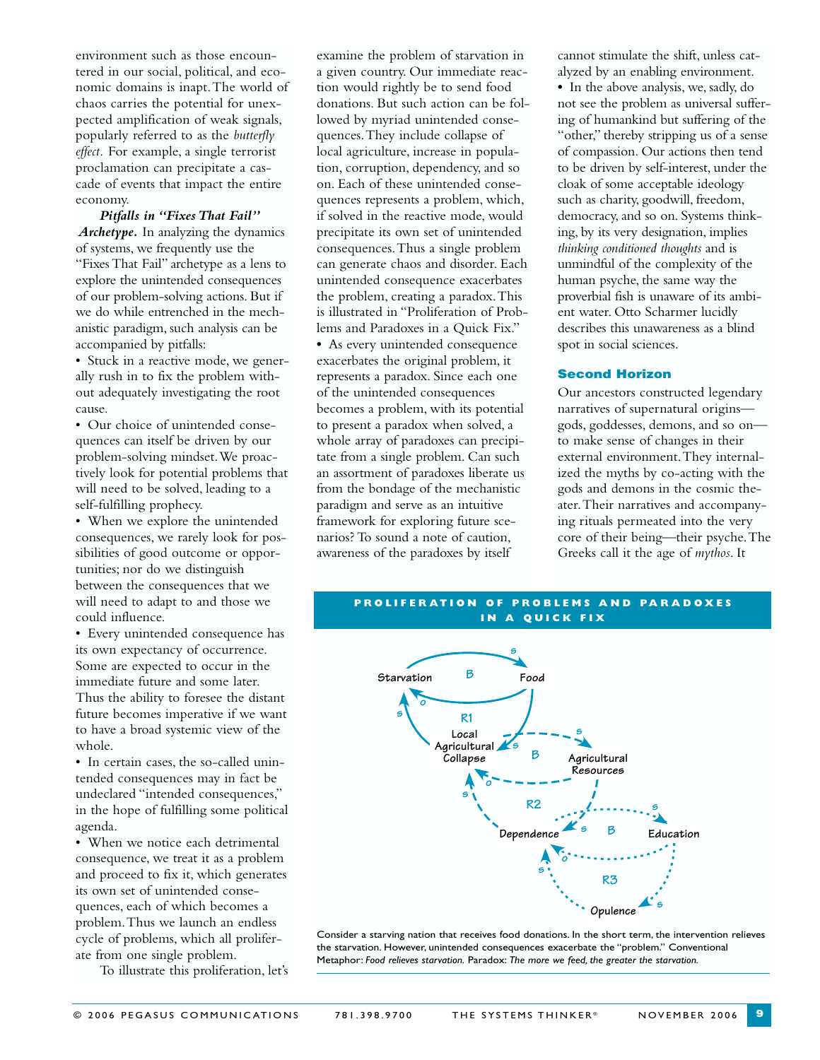environment such as those encountered in our social, political, and economic domains is inapt. The world of chaos carries the potential for unexpected amplification of weak signals, popularly referred to as the *butterfly effect.* For example, a single terrorist proclamation can precipitate a cascade of events that impact the entire economy.

***Pitfalls in "Fixes That Fail" Archetype.*** In analyzing the dynamics of systems, we frequently use the "Fixes That Fail" archetype as a lens to explore the unintended consequences of our problem-solving actions. But if we do while entrenched in the mechanistic paradigm, such analysis can be accompanied by pitfalls:

- Stuck in a reactive mode, we generally rush in to fix the problem without adequately investigating the root cause.
- Our choice of unintended consequences can itself be driven by our problem-solving mindset. We proactively look for potential problems that will need to be solved, leading to a self-fulfilling prophecy.
- When we explore the unintended consequences, we rarely look for possibilities of good outcome or opportunities; nor do we distinguish between the consequences that we will need to adapt to and those we could influence.
- Every unintended consequence has its own expectancy of occurrence. Some are expected to occur in the immediate future and some later. Thus the ability to foresee the distant future becomes imperative if we want to have a broad systemic view of the whole.
- In certain cases, the so-called unintended consequences may in fact be undeclared "intended consequences," in the hope of fulfilling some political agenda.
- When we notice each detrimental consequence, we treat it as a problem and proceed to fix it, which generates its own set of unintended consequences, each of which becomes a problem. Thus we launch an endless cycle of problems, which all proliferate from one single problem.

To illustrate this proliferation, let's examine the problem of starvation in a given country. Our immediate reaction would rightly be to send food donations. But such action can be followed by myriad unintended consequences. They include collapse of local agriculture, increase in population, corruption, dependency, and so on. Each of these unintended consequences represents a problem, which, if solved in the reactive mode, would precipitate its own set of unintended consequences. Thus a single problem can generate chaos and disorder. Each unintended consequence exacerbates the problem, creating a paradox. This is illustrated in "Proliferation of Problems and Paradoxes in a Quick Fix."

- As every unintended consequence exacerbates the original problem, it represents a paradox. Since each one of the unintended consequences becomes a problem, with its potential to present a paradox when solved, a whole array of paradoxes can precipitate from a single problem. Can such an assortment of paradoxes liberate us from the bondage of the mechanistic paradigm and serve as an intuitive framework for exploring future scenarios? To sound a note of caution, awareness of the paradoxes by itself cannot stimulate the shift, unless catalyzed by an enabling environment.
- In the above analysis, we, sadly, do not see the problem as universal suffering of humankind but suffering of the "other," thereby stripping us of a sense of compassion. Our actions then tend to be driven by self-interest, under the cloak of some acceptable ideology such as charity, goodwill, freedom, democracy, and so on. Systems thinking, by its very designation, implies *thinking conditioned thoughts* and is unmindful of the complexity of the human psyche, the same way the proverbial fish is unaware of its ambient water. Otto Scharmer lucidly describes this unawareness as a blind spot in social sciences.

### Second Horizon

Our ancestors constructed legendary narratives of supernatural origins—gods, goddesses, demons, and so on—to make sense of changes in their external environment. They internalized the myths by co-acting with the gods and demons in the cosmic theater. Their narratives and accompanying rituals permeated into the very core of their being—their psyche. The Greeks call it the age of *mythos*. It

**PROLIFERATION OF PROBLEMS AND PARADOXES IN A QUICK FIX**

Consider a starving nation that receives food donations. In the short term, the intervention relieves the starvation. However, unintended consequences exacerbate the "problem." Conventional Metaphor: *Food relieves starvation.* Paradox: *The more we feed, the greater the starvation.*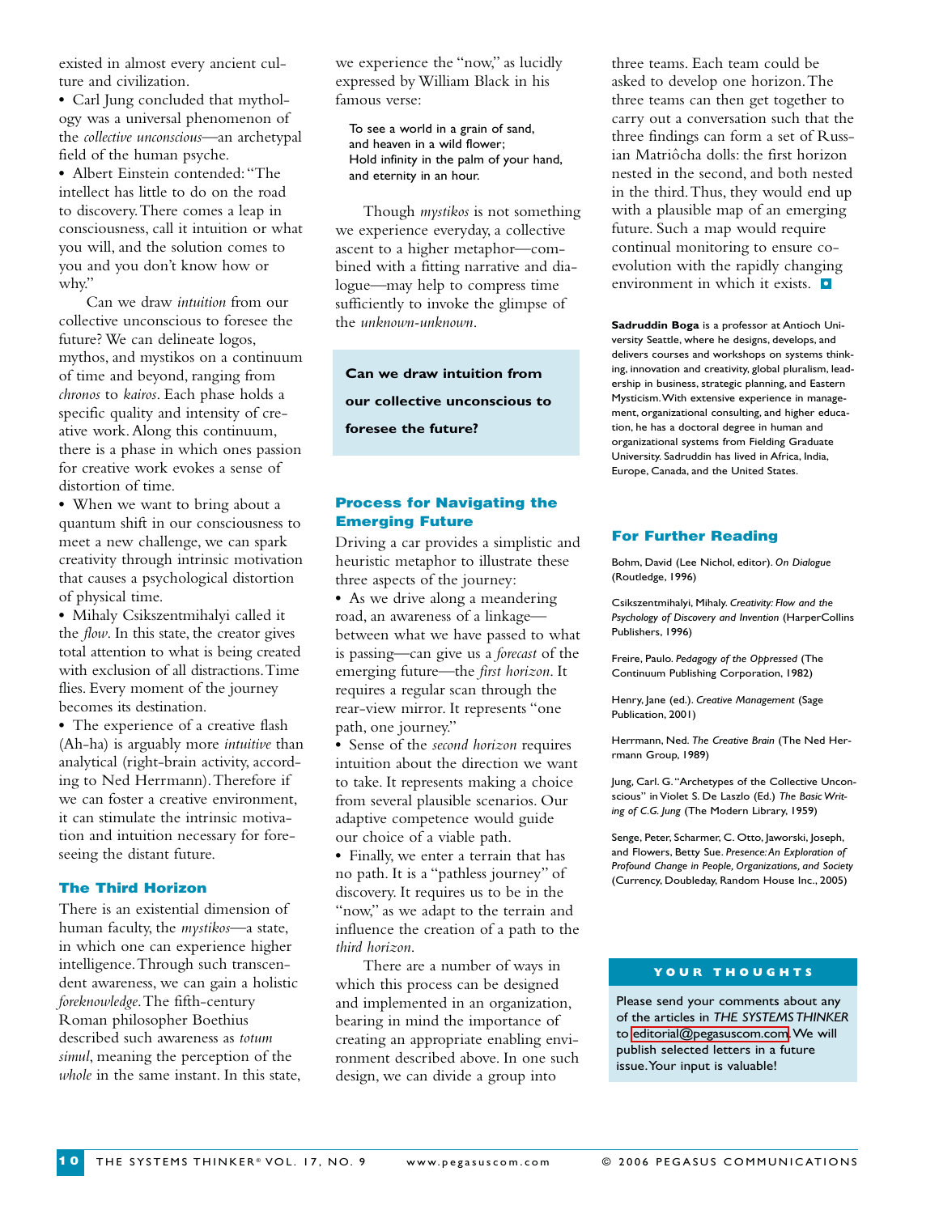existed in almost every ancient culture and civilization.

- Carl Jung concluded that mythology was a universal phenomenon of the *collective unconscious*—an archetypal field of the human psyche.
- Albert Einstein contended: "The intellect has little to do on the road to discovery. There comes a leap in consciousness, call it intuition or what you will, and the solution comes to you and you don't know how or why."

Can we draw *intuition* from our collective unconscious to foresee the future? We can delineate logos, mythos, and mystikos on a continuum of time and beyond, ranging from *chronos* to *kairos*. Each phase holds a specific quality and intensity of creative work. Along this continuum, there is a phase in which ones passion for creative work evokes a sense of distortion of time.

- When we want to bring about a quantum shift in our consciousness to meet a new challenge, we can spark creativity through intrinsic motivation that causes a psychological distortion of physical time.
- Mihaly Csikszentmihalyi called it the *flow*. In this state, the creator gives total attention to what is being created with exclusion of all distractions. Time flies. Every moment of the journey becomes its destination.
- The experience of a creative flash (Ah-ha) is arguably more *intuitive* than analytical (right-brain activity, according to Ned Herrmann). Therefore if we can foster a creative environment, it can stimulate the intrinsic motivation and intuition necessary for foreseeing the distant future.

## The Third Horizon

There is an existential dimension of human faculty, the *mystikos*—a state, in which one can experience higher intelligence. Through such transcendent awareness, we can gain a holistic *foreknowledge*. The fifth-century Roman philosopher Boethius described such awareness as *totum simul*, meaning the perception of the *whole* in the same instant. In this state, we experience the "now," as lucidly expressed by William Black in his famous verse:

> To see a world in a grain of sand,
> and heaven in a wild flower;
> Hold infinity in the palm of your hand,
> and eternity in an hour.

Though *mystikos* is not something we experience everyday, a collective ascent to a higher metaphor—combined with a fitting narrative and dialogue—may help to compress time sufficiently to invoke the glimpse of the *unknown-unknown*.

**Can we draw intuition from our collective unconscious to foresee the future?**

## Process for Navigating the Emerging Future

Driving a car provides a simplistic and heuristic metaphor to illustrate these three aspects of the journey:

- As we drive along a meandering road, an awareness of a linkage—between what we have passed to what is passing—can give us a *forecast* of the emerging future—the *first horizon*. It requires a regular scan through the rear-view mirror. It represents "one path, one journey."
- Sense of the *second horizon* requires intuition about the direction we want to take. It represents making a choice from several plausible scenarios. Our adaptive competence would guide our choice of a viable path.
- Finally, we enter a terrain that has no path. It is a "pathless journey" of discovery. It requires us to be in the "now," as we adapt to the terrain and influence the creation of a path to the *third horizon*.

There are a number of ways in which this process can be designed and implemented in an organization, bearing in mind the importance of creating an appropriate enabling environment described above. In one such design, we can divide a group into three teams. Each team could be asked to develop one horizon. The three teams can then get together to carry out a conversation such that the three findings can form a set of Russian Matriôcha dolls: the first horizon nested in the second, and both nested in the third. Thus, they would end up with a plausible map of an emerging future. Such a map would require continual monitoring to ensure co-evolution with the rapidly changing environment in which it exists. ◘

**Sadruddin Boga** is a professor at Antioch University Seattle, where he designs, develops, and delivers courses and workshops on systems thinking, innovation and creativity, global pluralism, leadership in business, strategic planning, and Eastern Mysticism. With extensive experience in management, organizational consulting, and higher education, he has a doctoral degree in human and organizational systems from Fielding Graduate University. Sadruddin has lived in Africa, India, Europe, Canada, and the United States.

## For Further Reading

Bohm, David (Lee Nichol, editor). *On Dialogue* (Routledge, 1996)

Csikszentmihalyi, Mihaly. *Creativity: Flow and the Psychology of Discovery and Invention* (HarperCollins Publishers, 1996)

Freire, Paulo. *Pedagogy of the Oppressed* (The Continuum Publishing Corporation, 1982)

Henry, Jane (ed.). *Creative Management* (Sage Publication, 2001)

Herrmann, Ned. *The Creative Brain* (The Ned Herrmann Group, 1989)

Jung, Carl. G. "Archetypes of the Collective Unconscious" in Violet S. De Laszlo (Ed.) *The Basic Writing of C.G. Jung* (The Modern Library, 1959)

Senge, Peter, Scharmer, C. Otto, Jaworski, Joseph, and Flowers, Betty Sue. *Presence: An Exploration of Profound Change in People, Organizations, and Society* (Currency, Doubleday, Random House Inc., 2005)

**YOUR THOUGHTS**

Please send your comments about any of the articles in *THE SYSTEMS THINKER* to editorial@pegasuscom.com. We will publish selected letters in a future issue. Your input is valuable!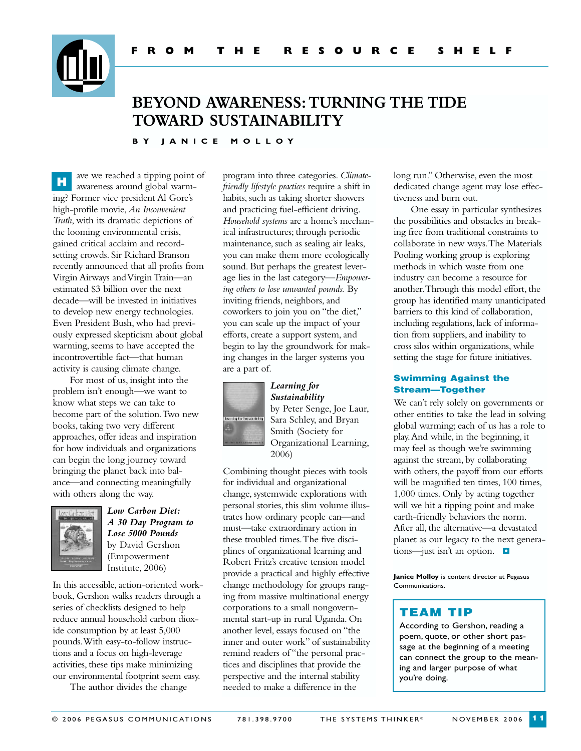FROM THE RESOURCE SHELF

# BEYOND AWARENESS: TURNING THE TIDE TOWARD SUSTAINABILITY

BY JANICE MOLLOY

Have we reached a tipping point of awareness around global warming? Former vice president Al Gore's high-profile movie, *An Inconvenient Truth*, with its dramatic depictions of the looming environmental crisis, gained critical acclaim and record-setting crowds. Sir Richard Branson recently announced that all profits from Virgin Airways and Virgin Train—an estimated $3 billion over the next decade—will be invested in initiatives to develop new energy technologies. Even President Bush, who had previously expressed skepticism about global warming, seems to have accepted the incontrovertible fact—that human activity is causing climate change.

For most of us, insight into the problem isn't enough—we want to know what steps we can take to become part of the solution. Two new books, taking two very different approaches, offer ideas and inspiration for how individuals and organizations can begin the long journey toward bringing the planet back into balance—and connecting meaningfully with others along the way.

***Low Carbon Diet: A 30 Day Program to Lose 5000 Pounds*** by David Gershon (Empowerment Institute, 2006)

In this accessible, action-oriented workbook, Gershon walks readers through a series of checklists designed to help reduce annual household carbon dioxide consumption by at least 5,000 pounds. With easy-to-follow instructions and a focus on high-leverage activities, these tips make minimizing our environmental footprint seem easy.

The author divides the change program into three categories. *Climate-friendly lifestyle practices* require a shift in habits, such as taking shorter showers and practicing fuel-efficient driving. *Household systems* are a home's mechanical infrastructures; through periodic maintenance, such as sealing air leaks, you can make them more ecologically sound. But perhaps the greatest leverage lies in the last category—*Empowering others to lose unwanted pounds.* By inviting friends, neighbors, and coworkers to join you on "the diet," you can scale up the impact of your efforts, create a support system, and begin to lay the groundwork for making changes in the larger systems you are a part of.

***Learning for Sustainability*** by Peter Senge, Joe Laur, Sara Schley, and Bryan Smith (Society for Organizational Learning, 2006)

Combining thought pieces with tools for individual and organizational change, systemwide explorations with personal stories, this slim volume illustrates how ordinary people can—and must—take extraordinary action in these troubled times. The five disciplines of organizational learning and Robert Fritz's creative tension model provide a practical and highly effective change methodology for groups ranging from massive multinational energy corporations to a small nongovernmental start-up in rural Uganda. On another level, essays focused on "the inner and outer work" of sustainability remind readers of "the personal practices and disciplines that provide the perspective and the internal stability needed to make a difference in the long run." Otherwise, even the most dedicated change agent may lose effectiveness and burn out.

One essay in particular synthesizes the possibilities and obstacles in breaking free from traditional constraints to collaborate in new ways. The Materials Pooling working group is exploring methods in which waste from one industry can become a resource for another. Through this model effort, the group has identified many unanticipated barriers to this kind of collaboration, including regulations, lack of information from suppliers, and inability to cross silos within organizations, while setting the stage for future initiatives.

## Swimming Against the Stream—Together

We can't rely solely on governments or other entities to take the lead in solving global warming; each of us has a role to play. And while, in the beginning, it may feel as though we're swimming against the stream, by collaborating with others, the payoff from our efforts will be magnified ten times, 100 times, 1,000 times. Only by acting together will we hit a tipping point and make earth-friendly behaviors the norm. After all, the alternative—a devastated planet as our legacy to the next generations—just isn't an option.

**Janice Molloy** is content director at Pegasus Communications.

## TEAM TIP

According to Gershon, reading a poem, quote, or other short passage at the beginning of a meeting can connect the group to the meaning and larger purpose of what you're doing.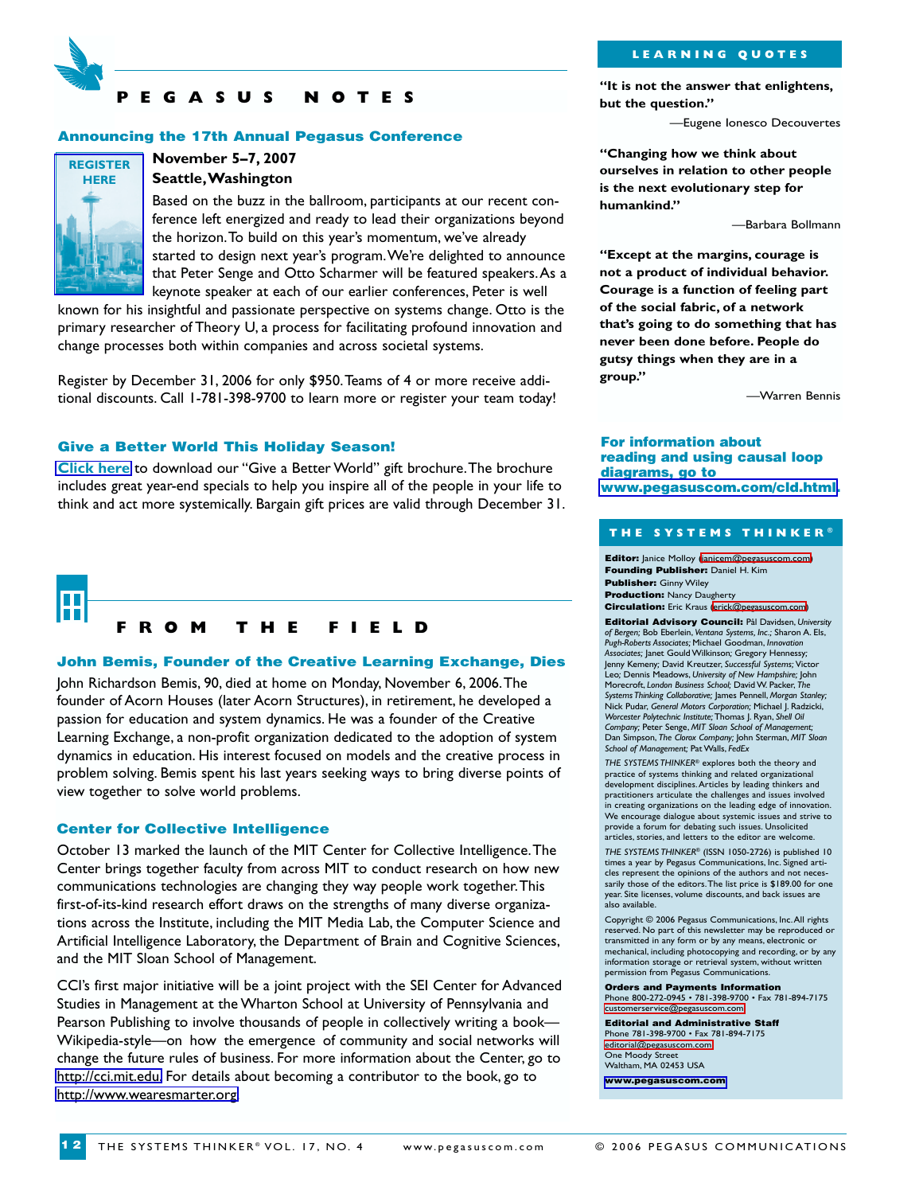# PEGASUS NOTES

## Announcing the 17th Annual Pegasus Conference

REGISTER HERE

**November 5–7, 2007**
**Seattle, Washington**

Based on the buzz in the ballroom, participants at our recent conference left energized and ready to lead their organizations beyond the horizon. To build on this year's momentum, we've already started to design next year's program. We're delighted to announce that Peter Senge and Otto Scharmer will be featured speakers. As a keynote speaker at each of our earlier conferences, Peter is well known for his insightful and passionate perspective on systems change. Otto is the primary researcher of Theory U, a process for facilitating profound innovation and change processes both within companies and across societal systems.

Register by December 31, 2006 for only $950. Teams of 4 or more receive additional discounts. Call 1-781-398-9700 to learn more or register your team today!

## Give a Better World This Holiday Season!

Click here to download our "Give a Better World" gift brochure. The brochure includes great year-end specials to help you inspire all of the people in your life to think and act more systemically. Bargain gift prices are valid through December 31.

# FROM THE FIELD

## John Bemis, Founder of the Creative Learning Exchange, Dies

John Richardson Bemis, 90, died at home on Monday, November 6, 2006. The founder of Acorn Houses (later Acorn Structures), in retirement, he developed a passion for education and system dynamics. He was a founder of the Creative Learning Exchange, a non-profit organization dedicated to the adoption of system dynamics in education. His interest focused on models and the creative process in problem solving. Bemis spent his last years seeking ways to bring diverse points of view together to solve world problems.

## Center for Collective Intelligence

October 13 marked the launch of the MIT Center for Collective Intelligence. The Center brings together faculty from across MIT to conduct research on how new communications technologies are changing they way people work together. This first-of-its-kind research effort draws on the strengths of many diverse organizations across the Institute, including the MIT Media Lab, the Computer Science and Artificial Intelligence Laboratory, the Department of Brain and Cognitive Sciences, and the MIT Sloan School of Management.

CCI's first major initiative will be a joint project with the SEI Center for Advanced Studies in Management at the Wharton School at University of Pennsylvania and Pearson Publishing to involve thousands of people in collectively writing a book—Wikipedia-style—on how the emergence of community and social networks will change the future rules of business. For more information about the Center, go to http://cci.mit.edu. For details about becoming a contributor to the book, go to http://www.wearesmarter.org.

## LEARNING QUOTES

**"It is not the answer that enlightens, but the question."**

—Eugene Ionesco Decouvertes

**"Changing how we think about ourselves in relation to other people is the next evolutionary step for humankind."**

—Barbara Bollmann

**"Except at the margins, courage is not a product of individual behavior. Courage is a function of feeling part of the social fabric, of a network that's going to do something that has never been done before. People do gutsy things when they are in a group."**

—Warren Bennis

**For information about reading and using causal loop diagrams, go to www.pegasuscom.com/cld.html.**

## THE SYSTEMS THINKER®

**Editor:** Janice Molloy (janicem@pegasuscom.com)
**Founding Publisher:** Daniel H. Kim
**Publisher:** Ginny Wiley
**Production:** Nancy Daugherty
**Circulation:** Eric Kraus (erick@pegasuscom.com)

**Editorial Advisory Council:** Pål Davidsen, *University of Bergen;* Bob Eberlein, *Ventana Systems, Inc.;* Sharon A. Els, *Pugh-Roberts Associates;* Michael Goodman, *Innovation Associates;* Janet Gould Wilkinson; Gregory Hennessy; Jenny Kemeny; David Kreutzer, *Successful Systems;* Victor Leo; Dennis Meadows, *University of New Hampshire;* John Morecroft, *London Business School;* David W. Packer, *The Systems Thinking Collaborative;* James Pennell, *Morgan Stanley;* Nick Pudar, *General Motors Corporation;* Michael J. Radzicki, *Worcester Polytechnic Institute;* Thomas J. Ryan, *Shell Oil Company;* Peter Senge, *MIT Sloan School of Management;* Dan Simpson, *The Clorox Company;* John Sterman, *MIT Sloan School of Management;* Pat Walls, *FedEx*

*THE SYSTEMS THINKER®* explores both the theory and practice of systems thinking and related organizational development disciplines. Articles by leading thinkers and practitioners articulate the challenges and issues involved in creating organizations on the leading edge of innovation. We encourage dialogue about systemic issues and strive to provide a forum for debating such issues. Unsolicited articles, stories, and letters to the editor are welcome.

*THE SYSTEMS THINKER®* (ISSN 1050-2726) is published 10 times a year by Pegasus Communications, Inc. Signed articles represent the opinions of the authors and not necessarily those of the editors. The list price is $189.00 for one year. Site licenses, volume discounts, and back issues are also available.

Copyright © 2006 Pegasus Communications, Inc. All rights reserved. No part of this newsletter may be reproduced or transmitted in any form or by any means, electronic or mechanical, including photocopying and recording, or by any information storage or retrieval system, without written permission from Pegasus Communications.

**Orders and Payments Information**
Phone 800-272-0945 • 781-398-9700 • Fax 781-894-7175
customerservice@pegasuscom.com

**Editorial and Administrative Staff**
Phone 781-398-9700 • Fax 781-894-7175
editorial@pegasuscom.com
One Moody Street
Waltham, MA 02453 USA

**www.pegasuscom.com**